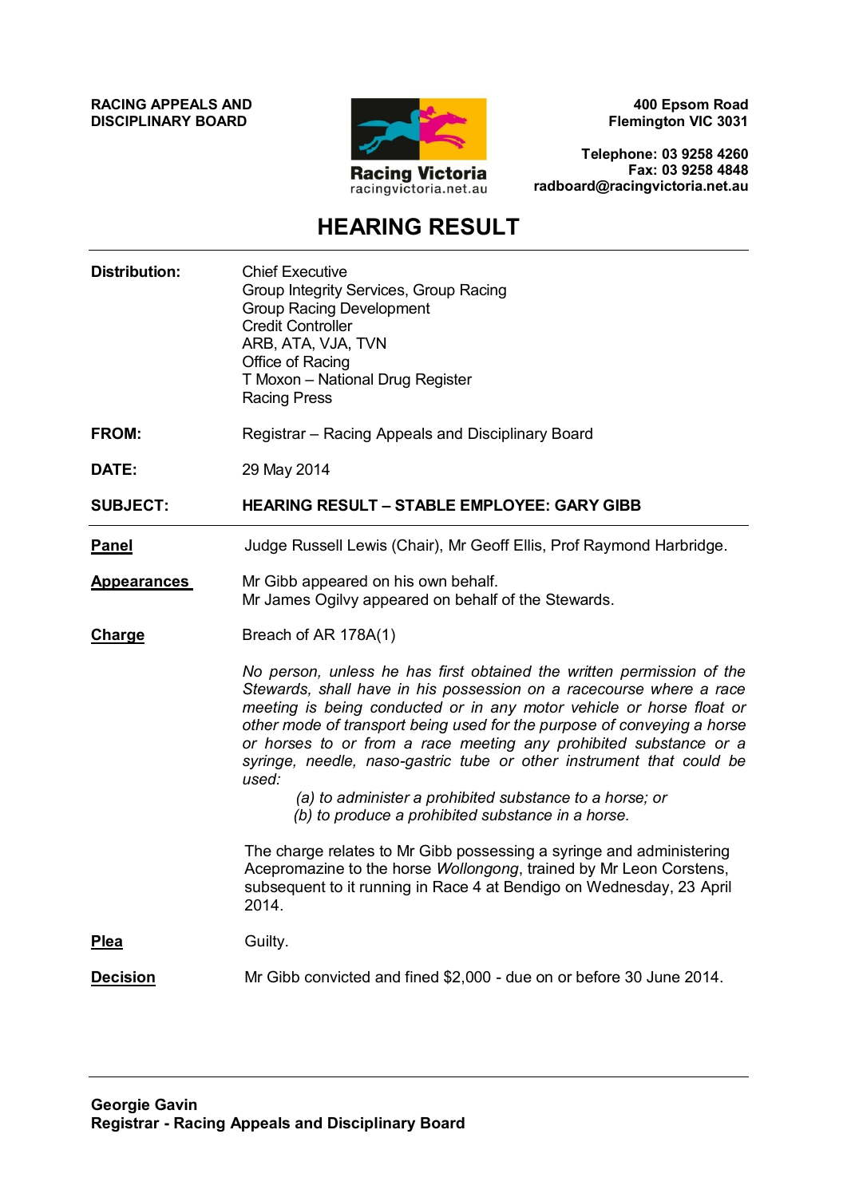**RACING APPEALS AND DISCIPLINARY BOARD**

Racing Victoria
racingvictoria.net.au

**400 Epsom Road**
**Flemington VIC 3031**

**Telephone: 03 9258 4260**
**Fax: 03 9258 4848**
**radboard@racingvictoria.net.au**

# HEARING RESULT

---

**Distribution:** Chief Executive
Group Integrity Services, Group Racing
Group Racing Development
Credit Controller
ARB, ATA, VJA, TVN
Office of Racing
T Moxon – National Drug Register
Racing Press

**FROM:** Registrar – Racing Appeals and Disciplinary Board

**DATE:** 29 May 2014

**SUBJECT:** **HEARING RESULT – STABLE EMPLOYEE: GARY GIBB**

---

**Panel** Judge Russell Lewis (Chair), Mr Geoff Ellis, Prof Raymond Harbridge.

**Appearances** Mr Gibb appeared on his own behalf.
Mr James Ogilvy appeared on behalf of the Stewards.

**Charge** Breach of AR 178A(1)

*No person, unless he has first obtained the written permission of the Stewards, shall have in his possession on a racecourse where a race meeting is being conducted or in any motor vehicle or horse float or other mode of transport being used for the purpose of conveying a horse or horses to or from a race meeting any prohibited substance or a syringe, needle, naso-gastric tube or other instrument that could be used:*

*(a) to administer a prohibited substance to a horse; or*
*(b) to produce a prohibited substance in a horse.*

The charge relates to Mr Gibb possessing a syringe and administering Acepromazine to the horse *Wollongong*, trained by Mr Leon Corstens, subsequent to it running in Race 4 at Bendigo on Wednesday, 23 April 2014.

**Plea** Guilty.

**Decision** Mr Gibb convicted and fined $2,000 - due on or before 30 June 2014.

---

**Georgie Gavin**
**Registrar - Racing Appeals and Disciplinary Board**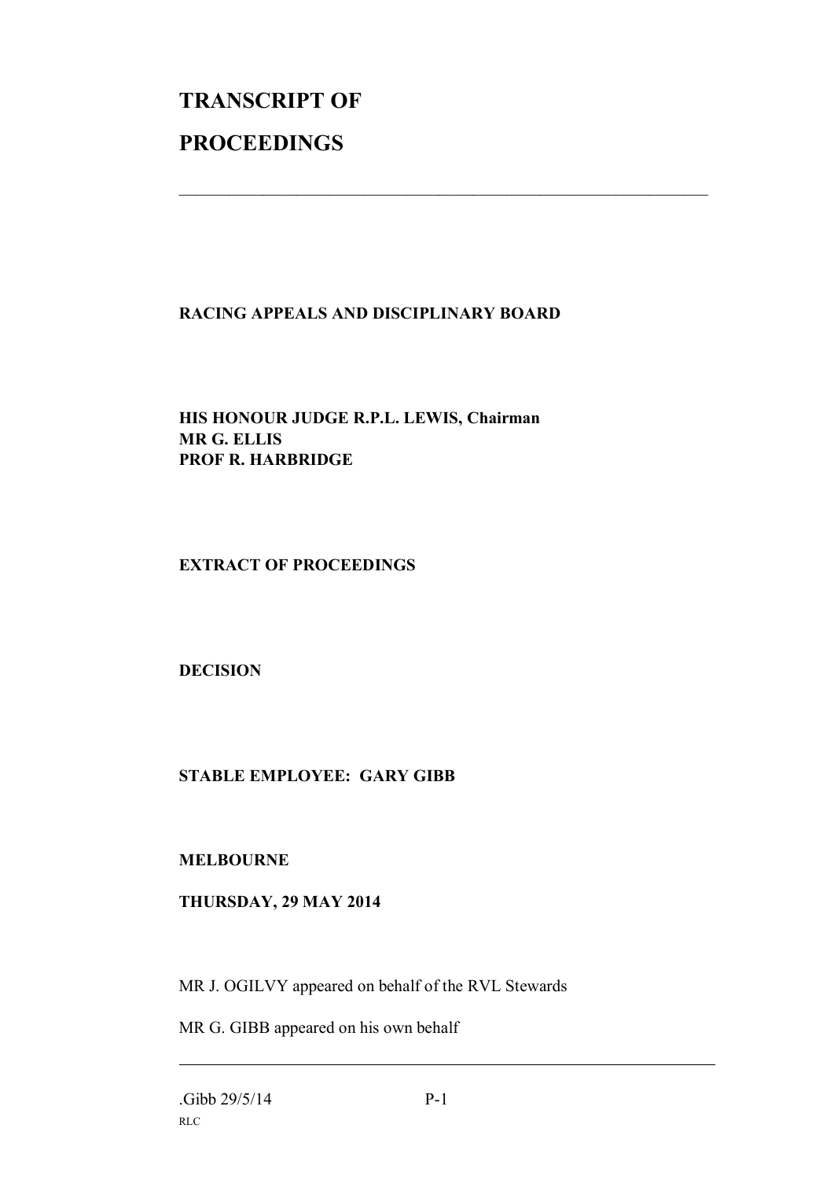# TRANSCRIPT OF

# PROCEEDINGS

---

**RACING APPEALS AND DISCIPLINARY BOARD**

**HIS HONOUR JUDGE R.P.L. LEWIS, Chairman**
**MR G. ELLIS**
**PROF R. HARBRIDGE**

**EXTRACT OF PROCEEDINGS**

**DECISION**

**STABLE EMPLOYEE: GARY GIBB**

**MELBOURNE**

**THURSDAY, 29 MAY 2014**

MR J. OGILVY appeared on behalf of the RVL Stewards

MR G. GIBB appeared on his own behalf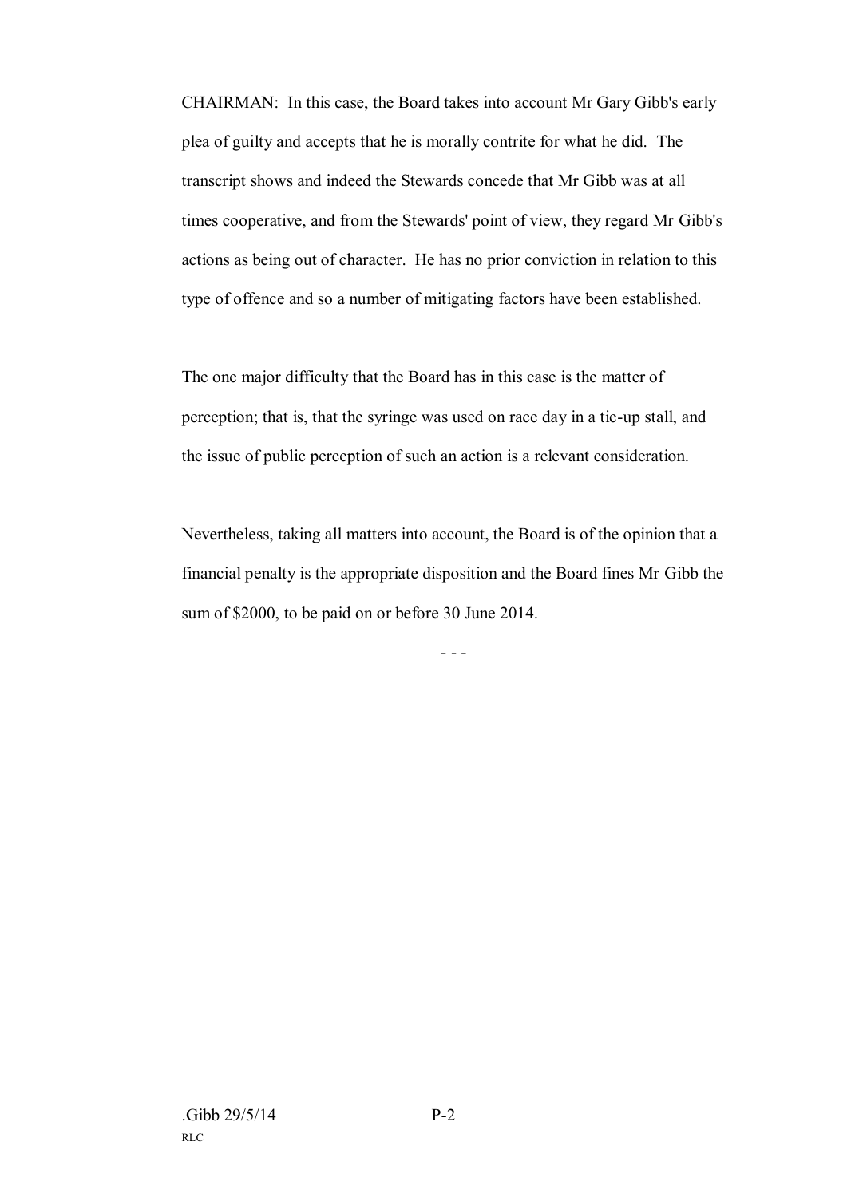CHAIRMAN: In this case, the Board takes into account Mr Gary Gibb's early plea of guilty and accepts that he is morally contrite for what he did. The transcript shows and indeed the Stewards concede that Mr Gibb was at all times cooperative, and from the Stewards' point of view, they regard Mr Gibb's actions as being out of character. He has no prior conviction in relation to this type of offence and so a number of mitigating factors have been established.

The one major difficulty that the Board has in this case is the matter of perception; that is, that the syringe was used on race day in a tie-up stall, and the issue of public perception of such an action is a relevant consideration.

Nevertheless, taking all matters into account, the Board is of the opinion that a financial penalty is the appropriate disposition and the Board fines Mr Gibb the sum of $2000, to be paid on or before 30 June 2014.

- - -